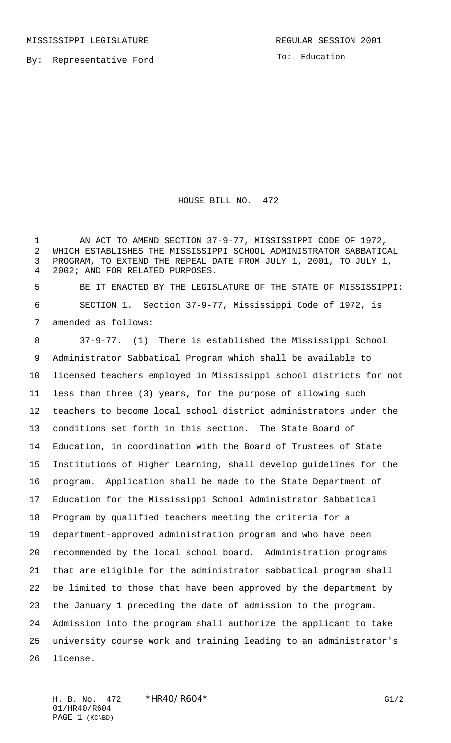MISSISSIPPI LEGISLATURE REGULAR SESSION 2001

By: Representative Ford

To: Education

# HOUSE BILL NO. 472

AN ACT TO AMEND SECTION 37-9-77, MISSISSIPPI CODE OF 1972, WHICH ESTABLISHES THE MISSISSIPPI SCHOOL ADMINISTRATOR SABBATICAL PROGRAM, TO EXTEND THE REPEAL DATE FROM JULY 1, 2001, TO JULY 1, 2002; AND FOR RELATED PURPOSES.

BE IT ENACTED BY THE LEGISLATURE OF THE STATE OF MISSISSIPPI:

SECTION 1. Section 37-9-77, Mississippi Code of 1972, is amended as follows:

37-9-77. (1) There is established the Mississippi School Administrator Sabbatical Program which shall be available to licensed teachers employed in Mississippi school districts for not less than three (3) years, for the purpose of allowing such teachers to become local school district administrators under the conditions set forth in this section. The State Board of Education, in coordination with the Board of Trustees of State Institutions of Higher Learning, shall develop guidelines for the program. Application shall be made to the State Department of Education for the Mississippi School Administrator Sabbatical Program by qualified teachers meeting the criteria for a department-approved administration program and who have been recommended by the local school board. Administration programs that are eligible for the administrator sabbatical program shall be limited to those that have been approved by the department by the January 1 preceding the date of admission to the program. Admission into the program shall authorize the applicant to take university course work and training leading to an administrator's license.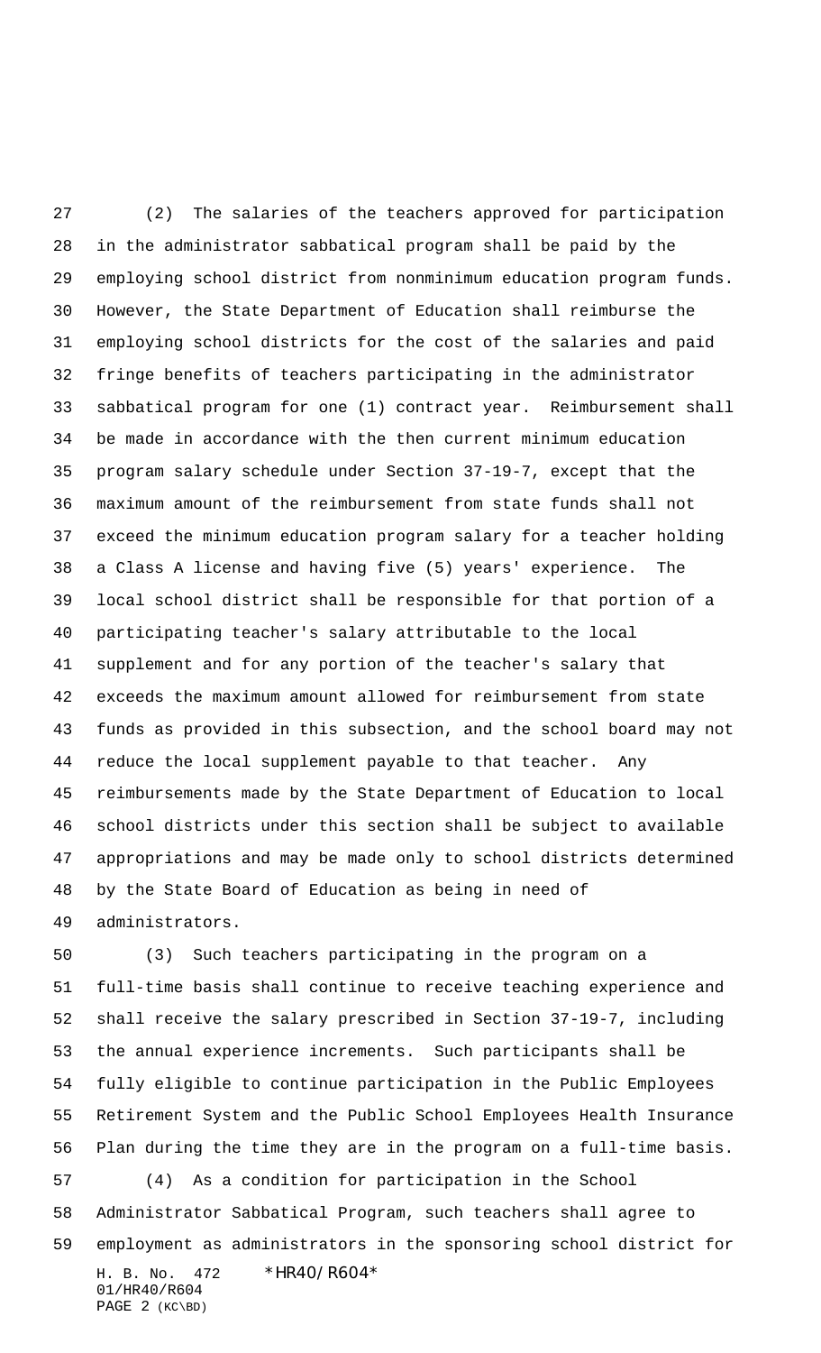(2) The salaries of the teachers approved for participation in the administrator sabbatical program shall be paid by the employing school district from nonminimum education program funds. However, the State Department of Education shall reimburse the employing school districts for the cost of the salaries and paid fringe benefits of teachers participating in the administrator sabbatical program for one (1) contract year. Reimbursement shall be made in accordance with the then current minimum education program salary schedule under Section 37-19-7, except that the maximum amount of the reimbursement from state funds shall not exceed the minimum education program salary for a teacher holding a Class A license and having five (5) years' experience. The local school district shall be responsible for that portion of a participating teacher's salary attributable to the local supplement and for any portion of the teacher's salary that exceeds the maximum amount allowed for reimbursement from state funds as provided in this subsection, and the school board may not reduce the local supplement payable to that teacher. Any reimbursements made by the State Department of Education to local school districts under this section shall be subject to available appropriations and may be made only to school districts determined by the State Board of Education as being in need of administrators.

(3) Such teachers participating in the program on a full-time basis shall continue to receive teaching experience and shall receive the salary prescribed in Section 37-19-7, including the annual experience increments. Such participants shall be fully eligible to continue participation in the Public Employees Retirement System and the Public School Employees Health Insurance Plan during the time they are in the program on a full-time basis.

(4) As a condition for participation in the School Administrator Sabbatical Program, such teachers shall agree to employment as administrators in the sponsoring school district for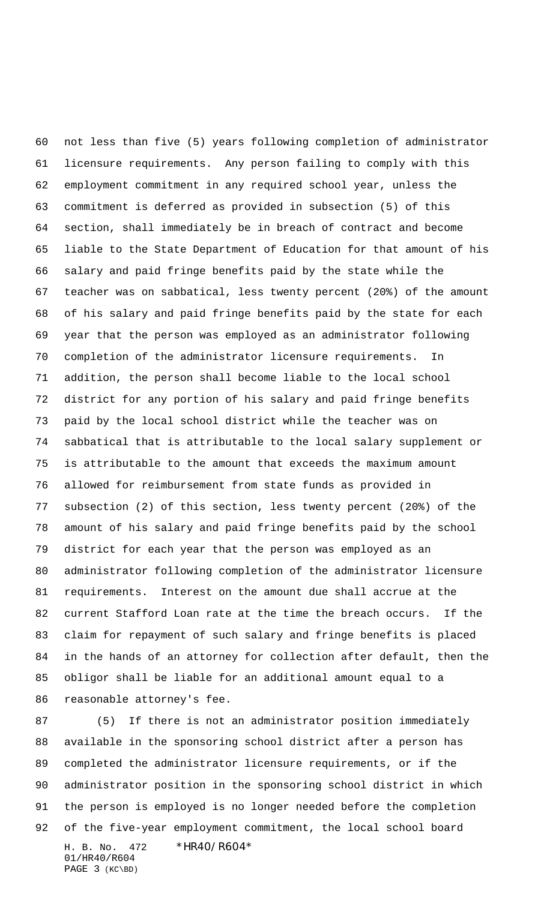not less than five (5) years following completion of administrator licensure requirements. Any person failing to comply with this employment commitment in any required school year, unless the commitment is deferred as provided in subsection (5) of this section, shall immediately be in breach of contract and become liable to the State Department of Education for that amount of his salary and paid fringe benefits paid by the state while the teacher was on sabbatical, less twenty percent (20%) of the amount of his salary and paid fringe benefits paid by the state for each year that the person was employed as an administrator following completion of the administrator licensure requirements. In addition, the person shall become liable to the local school district for any portion of his salary and paid fringe benefits paid by the local school district while the teacher was on sabbatical that is attributable to the local salary supplement or is attributable to the amount that exceeds the maximum amount allowed for reimbursement from state funds as provided in subsection (2) of this section, less twenty percent (20%) of the amount of his salary and paid fringe benefits paid by the school district for each year that the person was employed as an administrator following completion of the administrator licensure requirements. Interest on the amount due shall accrue at the current Stafford Loan rate at the time the breach occurs. If the claim for repayment of such salary and fringe benefits is placed in the hands of an attorney for collection after default, then the obligor shall be liable for an additional amount equal to a reasonable attorney's fee.

(5) If there is not an administrator position immediately available in the sponsoring school district after a person has completed the administrator licensure requirements, or if the administrator position in the sponsoring school district in which the person is employed is no longer needed before the completion of the five-year employment commitment, the local school board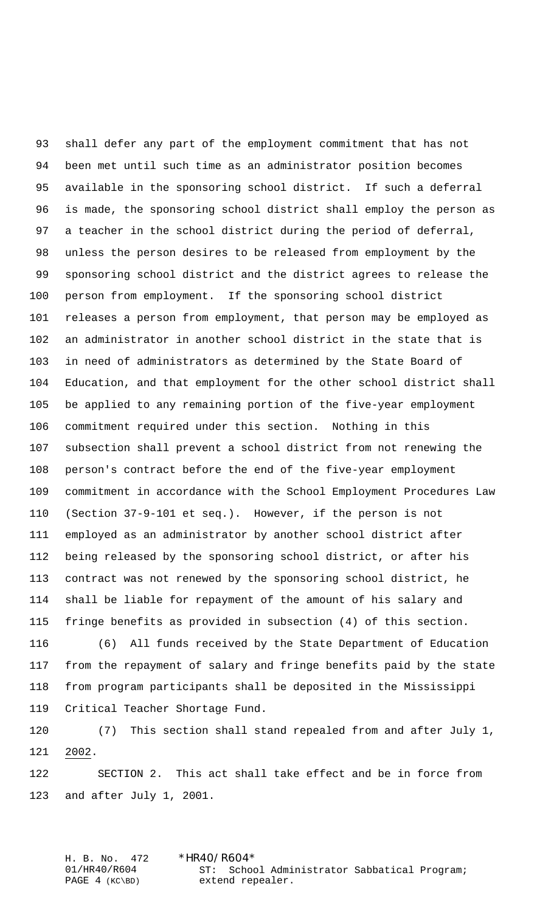shall defer any part of the employment commitment that has not been met until such time as an administrator position becomes available in the sponsoring school district. If such a deferral is made, the sponsoring school district shall employ the person as a teacher in the school district during the period of deferral, unless the person desires to be released from employment by the sponsoring school district and the district agrees to release the person from employment. If the sponsoring school district releases a person from employment, that person may be employed as an administrator in another school district in the state that is in need of administrators as determined by the State Board of Education, and that employment for the other school district shall be applied to any remaining portion of the five-year employment commitment required under this section. Nothing in this subsection shall prevent a school district from not renewing the person's contract before the end of the five-year employment commitment in accordance with the School Employment Procedures Law (Section 37-9-101 et seq.). However, if the person is not employed as an administrator by another school district after being released by the sponsoring school district, or after his contract was not renewed by the sponsoring school district, he shall be liable for repayment of the amount of his salary and fringe benefits as provided in subsection (4) of this section.

(6) All funds received by the State Department of Education from the repayment of salary and fringe benefits paid by the state from program participants shall be deposited in the Mississippi Critical Teacher Shortage Fund.

(7) This section shall stand repealed from and after July 1, 2002.

SECTION 2. This act shall take effect and be in force from and after July 1, 2001.